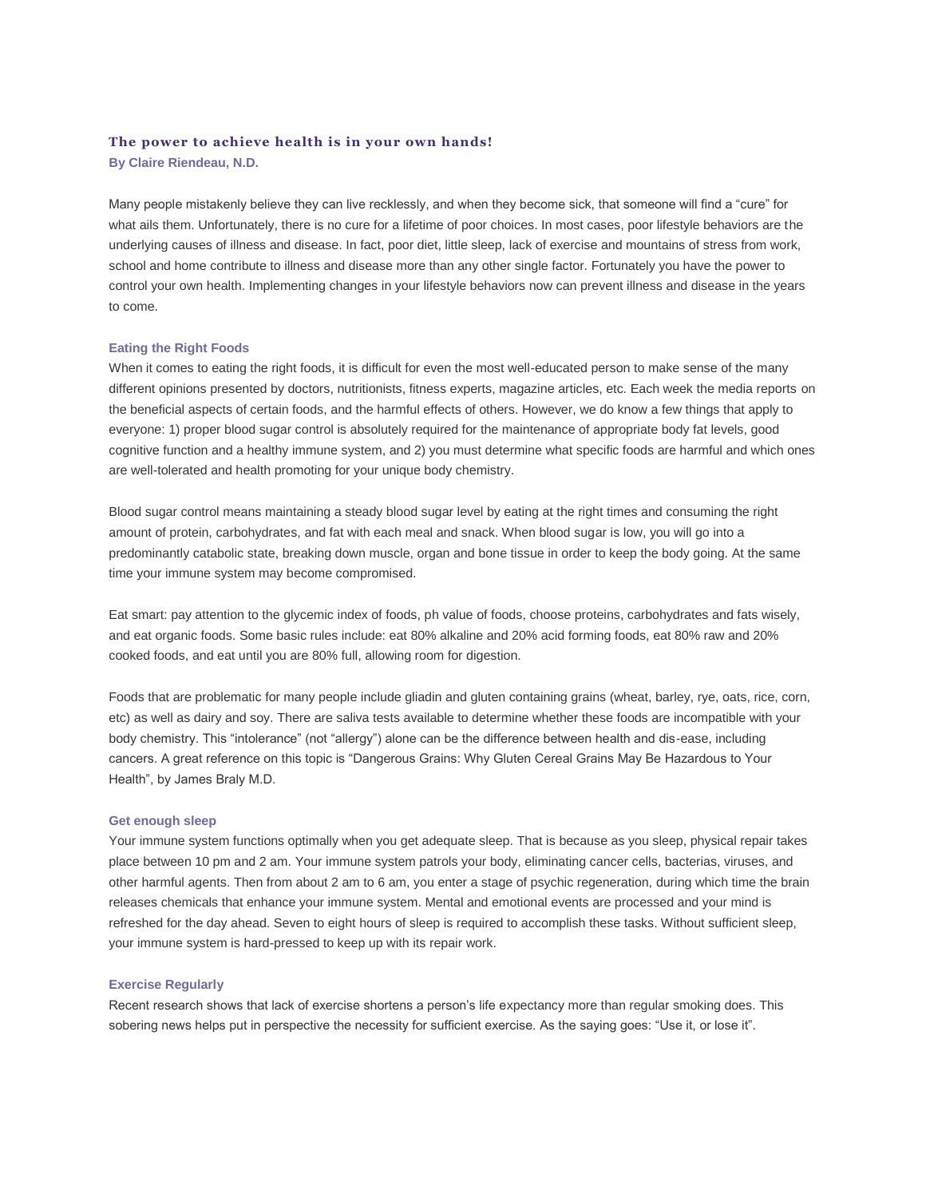## The power to achieve health is in your own hands!

**By Claire Riendeau, N.D.**

Many people mistakenly believe they can live recklessly, and when they become sick, that someone will find a "cure" for what ails them. Unfortunately, there is no cure for a lifetime of poor choices. In most cases, poor lifestyle behaviors are the underlying causes of illness and disease. In fact, poor diet, little sleep, lack of exercise and mountains of stress from work, school and home contribute to illness and disease more than any other single factor. Fortunately you have the power to control your own health. Implementing changes in your lifestyle behaviors now can prevent illness and disease in the years to come.

### Eating the Right Foods

When it comes to eating the right foods, it is difficult for even the most well-educated person to make sense of the many different opinions presented by doctors, nutritionists, fitness experts, magazine articles, etc. Each week the media reports on the beneficial aspects of certain foods, and the harmful effects of others. However, we do know a few things that apply to everyone: 1) proper blood sugar control is absolutely required for the maintenance of appropriate body fat levels, good cognitive function and a healthy immune system, and 2) you must determine what specific foods are harmful and which ones are well-tolerated and health promoting for your unique body chemistry.

Blood sugar control means maintaining a steady blood sugar level by eating at the right times and consuming the right amount of protein, carbohydrates, and fat with each meal and snack. When blood sugar is low, you will go into a predominantly catabolic state, breaking down muscle, organ and bone tissue in order to keep the body going. At the same time your immune system may become compromised.

Eat smart: pay attention to the glycemic index of foods, ph value of foods, choose proteins, carbohydrates and fats wisely, and eat organic foods. Some basic rules include: eat 80% alkaline and 20% acid forming foods, eat 80% raw and 20% cooked foods, and eat until you are 80% full, allowing room for digestion.

Foods that are problematic for many people include gliadin and gluten containing grains (wheat, barley, rye, oats, rice, corn, etc) as well as dairy and soy. There are saliva tests available to determine whether these foods are incompatible with your body chemistry. This "intolerance" (not "allergy") alone can be the difference between health and dis-ease, including cancers. A great reference on this topic is "Dangerous Grains: Why Gluten Cereal Grains May Be Hazardous to Your Health", by James Braly M.D.

### Get enough sleep

Your immune system functions optimally when you get adequate sleep. That is because as you sleep, physical repair takes place between 10 pm and 2 am. Your immune system patrols your body, eliminating cancer cells, bacterias, viruses, and other harmful agents. Then from about 2 am to 6 am, you enter a stage of psychic regeneration, during which time the brain releases chemicals that enhance your immune system. Mental and emotional events are processed and your mind is refreshed for the day ahead. Seven to eight hours of sleep is required to accomplish these tasks. Without sufficient sleep, your immune system is hard-pressed to keep up with its repair work.

### Exercise Regularly

Recent research shows that lack of exercise shortens a person's life expectancy more than regular smoking does. This sobering news helps put in perspective the necessity for sufficient exercise. As the saying goes: "Use it, or lose it".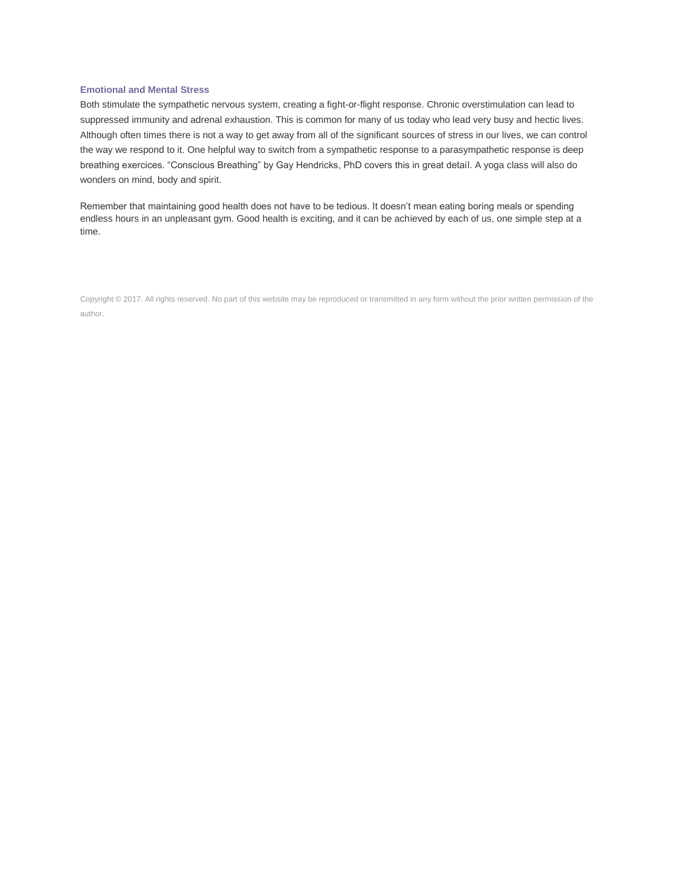### Emotional and Mental Stress

Both stimulate the sympathetic nervous system, creating a fight-or-flight response. Chronic overstimulation can lead to suppressed immunity and adrenal exhaustion. This is common for many of us today who lead very busy and hectic lives. Although often times there is not a way to get away from all of the significant sources of stress in our lives, we can control the way we respond to it. One helpful way to switch from a sympathetic response to a parasympathetic response is deep breathing exercices. “Conscious Breathing” by Gay Hendricks, PhD covers this in great detail. A yoga class will also do wonders on mind, body and spirit.

Remember that maintaining good health does not have to be tedious. It doesn’t mean eating boring meals or spending endless hours in an unpleasant gym. Good health is exciting, and it can be achieved by each of us, one simple step at a time.

Copyright © 2017. All rights reserved. No part of this website may be reproduced or transmitted in any form without the prior written permission of the author.